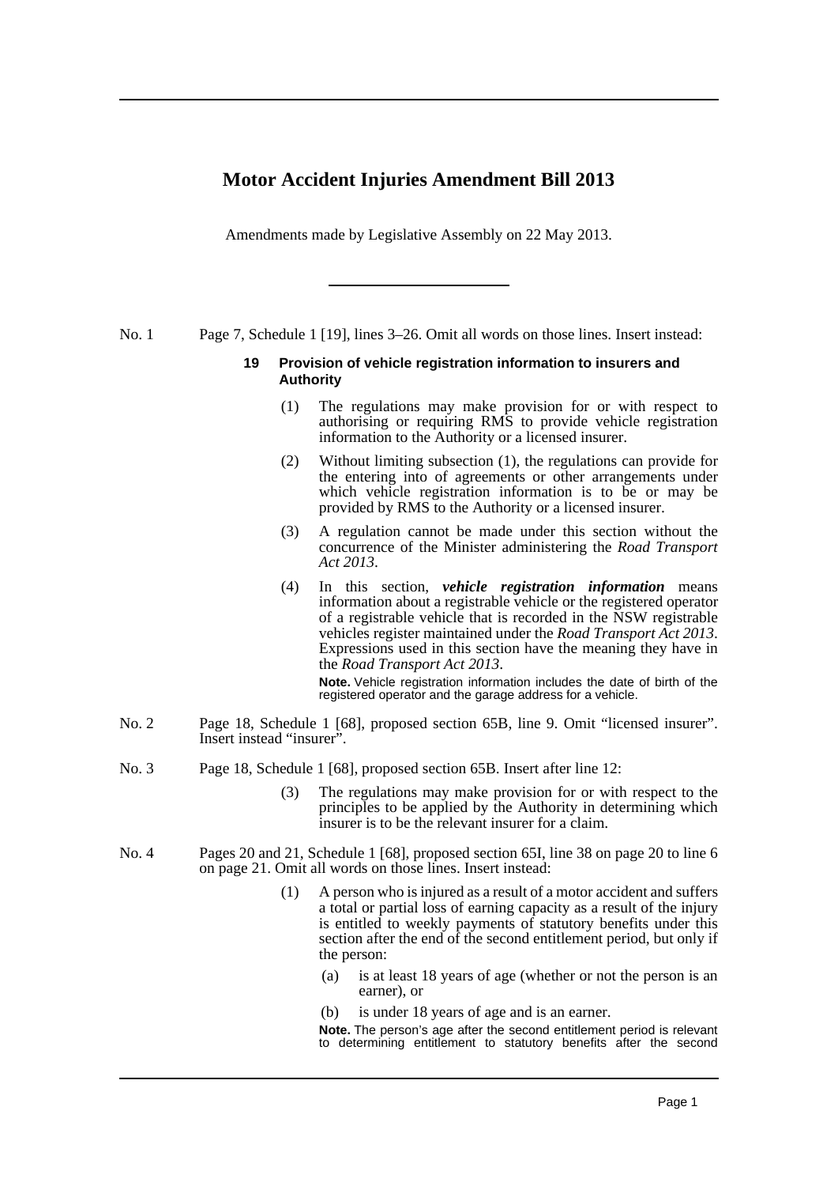# Motor Accident Injuries Amendment Bill 2013

Amendments made by Legislative Assembly on 22 May 2013.

---

No. 1 Page 7, Schedule 1 [19], lines 3–26. Omit all words on those lines. Insert instead:

**19 Provision of vehicle registration information to insurers and Authority**

(1) The regulations may make provision for or with respect to authorising or requiring RMS to provide vehicle registration information to the Authority or a licensed insurer.

(2) Without limiting subsection (1), the regulations can provide for the entering into of agreements or other arrangements under which vehicle registration information is to be or may be provided by RMS to the Authority or a licensed insurer.

(3) A regulation cannot be made under this section without the concurrence of the Minister administering the *Road Transport Act 2013*.

(4) In this section, ***vehicle registration information*** means information about a registrable vehicle or the registered operator of a registrable vehicle that is recorded in the NSW registrable vehicles register maintained under the *Road Transport Act 2013*. Expressions used in this section have the meaning they have in the *Road Transport Act 2013*.

**Note.** Vehicle registration information includes the date of birth of the registered operator and the garage address for a vehicle.

No. 2 Page 18, Schedule 1 [68], proposed section 65B, line 9. Omit "licensed insurer". Insert instead "insurer".

No. 3 Page 18, Schedule 1 [68], proposed section 65B. Insert after line 12:

(3) The regulations may make provision for or with respect to the principles to be applied by the Authority in determining which insurer is to be the relevant insurer for a claim.

No. 4 Pages 20 and 21, Schedule 1 [68], proposed section 65I, line 38 on page 20 to line 6 on page 21. Omit all words on those lines. Insert instead:

(1) A person who is injured as a result of a motor accident and suffers a total or partial loss of earning capacity as a result of the injury is entitled to weekly payments of statutory benefits under this section after the end of the second entitlement period, but only if the person:

(a) is at least 18 years of age (whether or not the person is an earner), or

(b) is under 18 years of age and is an earner.

**Note.** The person's age after the second entitlement period is relevant to determining entitlement to statutory benefits after the second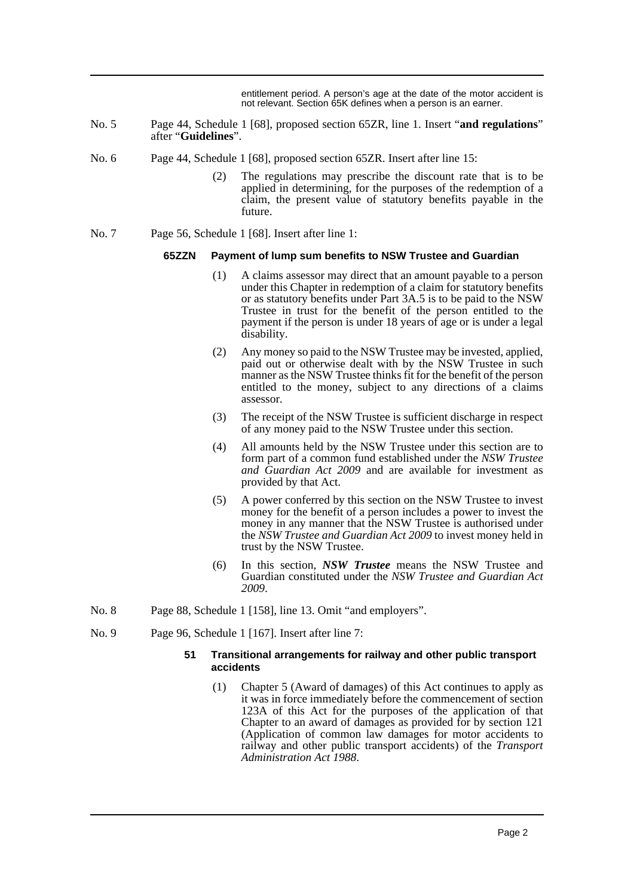entitlement period. A person's age at the date of the motor accident is not relevant. Section 65K defines when a person is an earner.

No. 5 Page 44, Schedule 1 [68], proposed section 65ZR, line 1. Insert "**and regulations**" after "**Guidelines**".

No. 6 Page 44, Schedule 1 [68], proposed section 65ZR. Insert after line 15:

(2) The regulations may prescribe the discount rate that is to be applied in determining, for the purposes of the redemption of a claim, the present value of statutory benefits payable in the future.

No. 7 Page 56, Schedule 1 [68]. Insert after line 1:

**65ZZN Payment of lump sum benefits to NSW Trustee and Guardian**

(1) A claims assessor may direct that an amount payable to a person under this Chapter in redemption of a claim for statutory benefits or as statutory benefits under Part 3A.5 is to be paid to the NSW Trustee in trust for the benefit of the person entitled to the payment if the person is under 18 years of age or is under a legal disability.

(2) Any money so paid to the NSW Trustee may be invested, applied, paid out or otherwise dealt with by the NSW Trustee in such manner as the NSW Trustee thinks fit for the benefit of the person entitled to the money, subject to any directions of a claims assessor.

(3) The receipt of the NSW Trustee is sufficient discharge in respect of any money paid to the NSW Trustee under this section.

(4) All amounts held by the NSW Trustee under this section are to form part of a common fund established under the *NSW Trustee and Guardian Act 2009* and are available for investment as provided by that Act.

(5) A power conferred by this section on the NSW Trustee to invest money for the benefit of a person includes a power to invest the money in any manner that the NSW Trustee is authorised under the *NSW Trustee and Guardian Act 2009* to invest money held in trust by the NSW Trustee.

(6) In this section, ***NSW Trustee*** means the NSW Trustee and Guardian constituted under the *NSW Trustee and Guardian Act 2009*.

No. 8 Page 88, Schedule 1 [158], line 13. Omit "and employers".

No. 9 Page 96, Schedule 1 [167]. Insert after line 7:

**51 Transitional arrangements for railway and other public transport accidents**

(1) Chapter 5 (Award of damages) of this Act continues to apply as it was in force immediately before the commencement of section 123A of this Act for the purposes of the application of that Chapter to an award of damages as provided for by section 121 (Application of common law damages for motor accidents to railway and other public transport accidents) of the *Transport Administration Act 1988*.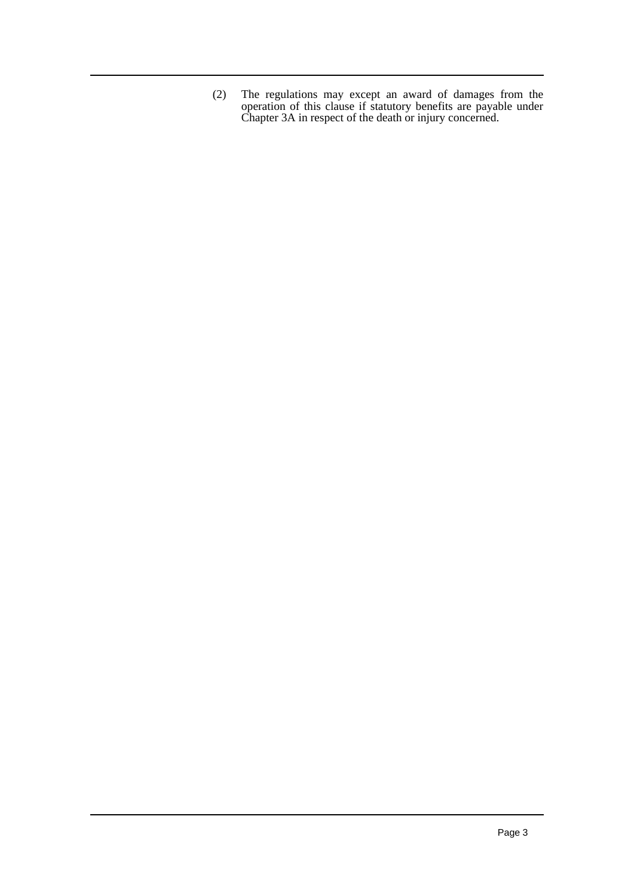(2) The regulations may except an award of damages from the operation of this clause if statutory benefits are payable under Chapter 3A in respect of the death or injury concerned.